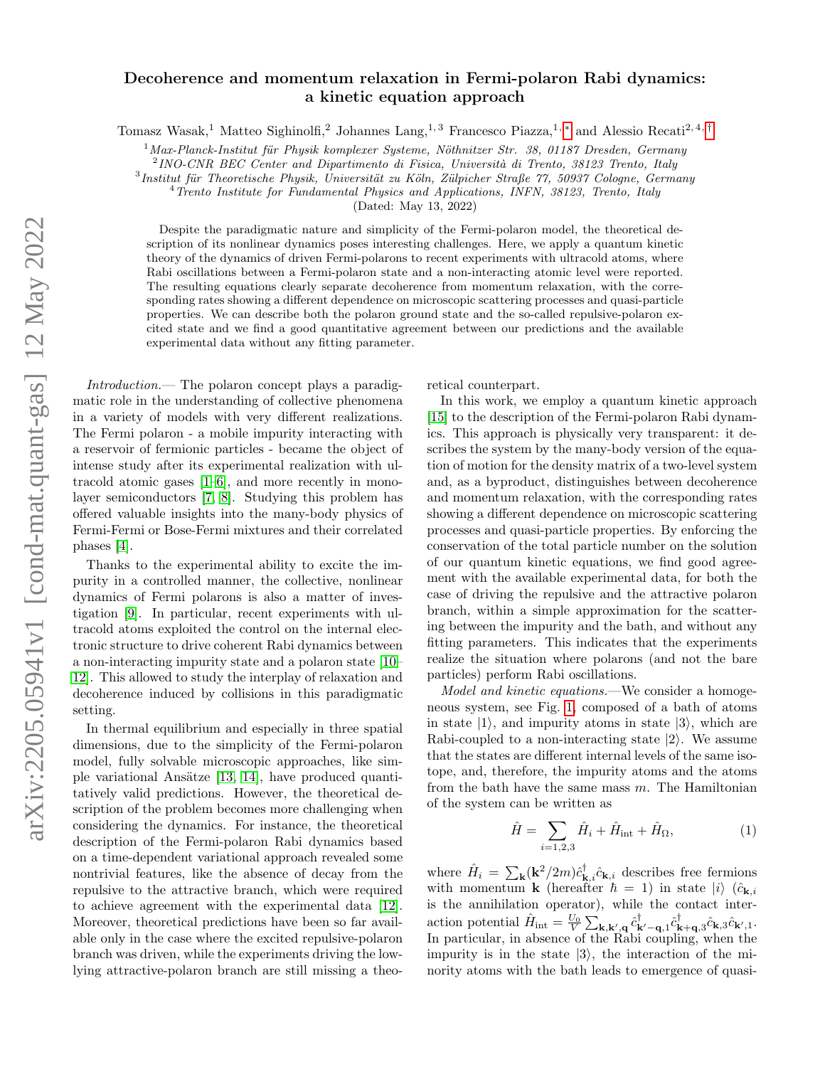# Decoherence and momentum relaxation in Fermi-polaron Rabi dynamics: a kinetic equation approach

Tomasz Wasak,[1] Matteo Sighinolfi,[2] Johannes Lang,[1,3] Francesco Piazza,[1,*] and Alessio Recati[2,4,†]

[1] Max-Planck-Institut für Physik komplexer Systeme, Nöthnitzer Str. 38, 01187 Dresden, Germany
[2] INO-CNR BEC Center and Dipartimento di Fisica, Università di Trento, 38123 Trento, Italy
[3] Institut für Theoretische Physik, Universität zu Köln, Zülpicher Straße 77, 50937 Cologne, Germany
[4] Trento Institute for Fundamental Physics and Applications, INFN, 38123, Trento, Italy

(Dated: May 13, 2022)

Despite the paradigmatic nature and simplicity of the Fermi-polaron model, the theoretical description of its nonlinear dynamics poses interesting challenges. Here, we apply a quantum kinetic theory of the dynamics of driven Fermi-polarons to recent experiments with ultracold atoms, where Rabi oscillations between a Fermi-polaron state and a non-interacting atomic level were reported. The resulting equations clearly separate decoherence from momentum relaxation, with the corresponding rates showing a different dependence on microscopic scattering processes and quasi-particle properties. We can describe both the polaron ground state and the so-called repulsive-polaron excited state and we find a good quantitative agreement between our predictions and the available experimental data without any fitting parameter.

*Introduction.*— The polaron concept plays a paradigmatic role in the understanding of collective phenomena in a variety of models with very different realizations. The Fermi polaron - a mobile impurity interacting with a reservoir of fermionic particles - became the object of intense study after its experimental realization with ultracold atomic gases [1–6], and more recently in monolayer semiconductors [7, 8]. Studying this problem has offered valuable insights into the many-body physics of Fermi-Fermi or Bose-Fermi mixtures and their correlated phases [4].

Thanks to the experimental ability to excite the impurity in a controlled manner, the collective, nonlinear dynamics of Fermi polarons is also a matter of investigation [9]. In particular, recent experiments with ultracold atoms exploited the control on the internal electronic structure to drive coherent Rabi dynamics between a non-interacting impurity state and a polaron state [10–12]. This allowed to study the interplay of relaxation and decoherence induced by collisions in this paradigmatic setting.

In thermal equilibrium and especially in three spatial dimensions, due to the simplicity of the Fermi-polaron model, fully solvable microscopic approaches, like simple variational Ansätze [13, 14], have produced quantitatively valid predictions. However, the theoretical description of the problem becomes more challenging when considering the dynamics. For instance, the theoretical description of the Fermi-polaron Rabi dynamics based on a time-dependent variational approach revealed some nontrivial features, like the absence of decay from the repulsive to the attractive branch, which were required to achieve agreement with the experimental data [12]. Moreover, theoretical predictions have been so far available only in the case where the excited repulsive-polaron branch was driven, while the experiments driving the low-lying attractive-polaron branch are still missing a theoretical counterpart.

In this work, we employ a quantum kinetic approach [15] to the description of the Fermi-polaron Rabi dynamics. This approach is physically very transparent: it describes the system by the many-body version of the equation of motion for the density matrix of a two-level system and, as a byproduct, distinguishes between decoherence and momentum relaxation, with the corresponding rates showing a different dependence on microscopic scattering processes and quasi-particle properties. By enforcing the conservation of the total particle number on the solution of our quantum kinetic equations, we find good agreement with the available experimental data, for both the case of driving the repulsive and the attractive polaron branch, within a simple approximation for the scattering between the impurity and the bath, and without any fitting parameters. This indicates that the experiments realize the situation where polarons (and not the bare particles) perform Rabi oscillations.

*Model and kinetic equations.*—We consider a homogeneous system, see Fig. 1, composed of a bath of atoms in state $|1\rangle$, and impurity atoms in state $|3\rangle$, which are Rabi-coupled to a non-interacting state $|2\rangle$. We assume that the states are different internal levels of the same isotope, and, therefore, the impurity atoms and the atoms from the bath have the same mass $m$. The Hamiltonian of the system can be written as

$$\hat{H} = \sum_{i=1,2,3} \hat{H}_i + \hat{H}_{\text{int}} + \hat{H}_{\Omega}, \tag{1}$$

where $\hat{H}_i = \sum_{\mathbf{k}} (\mathbf{k}^2/2m)\hat{c}^{\dagger}_{\mathbf{k},i}\hat{c}_{\mathbf{k},i}$ describes free fermions with momentum $\mathbf{k}$ (hereafter $\hbar = 1$) in state $|i\rangle$ ($\hat{c}_{\mathbf{k},i}$ is the annihilation operator), while the contact interaction potential $\hat{H}_{\text{int}} = \frac{U_0}{V}\sum_{\mathbf{k},\mathbf{k}',\mathbf{q}} \hat{c}^{\dagger}_{\mathbf{k}'-\mathbf{q},1}\hat{c}^{\dagger}_{\mathbf{k}+\mathbf{q},3}\hat{c}_{\mathbf{k},3}\hat{c}_{\mathbf{k}',1}$. In particular, because of the Rabi coupling, when the impurity is in the state $|3\rangle$, the interaction of the minority atoms with the bath leads to emergence of quasi-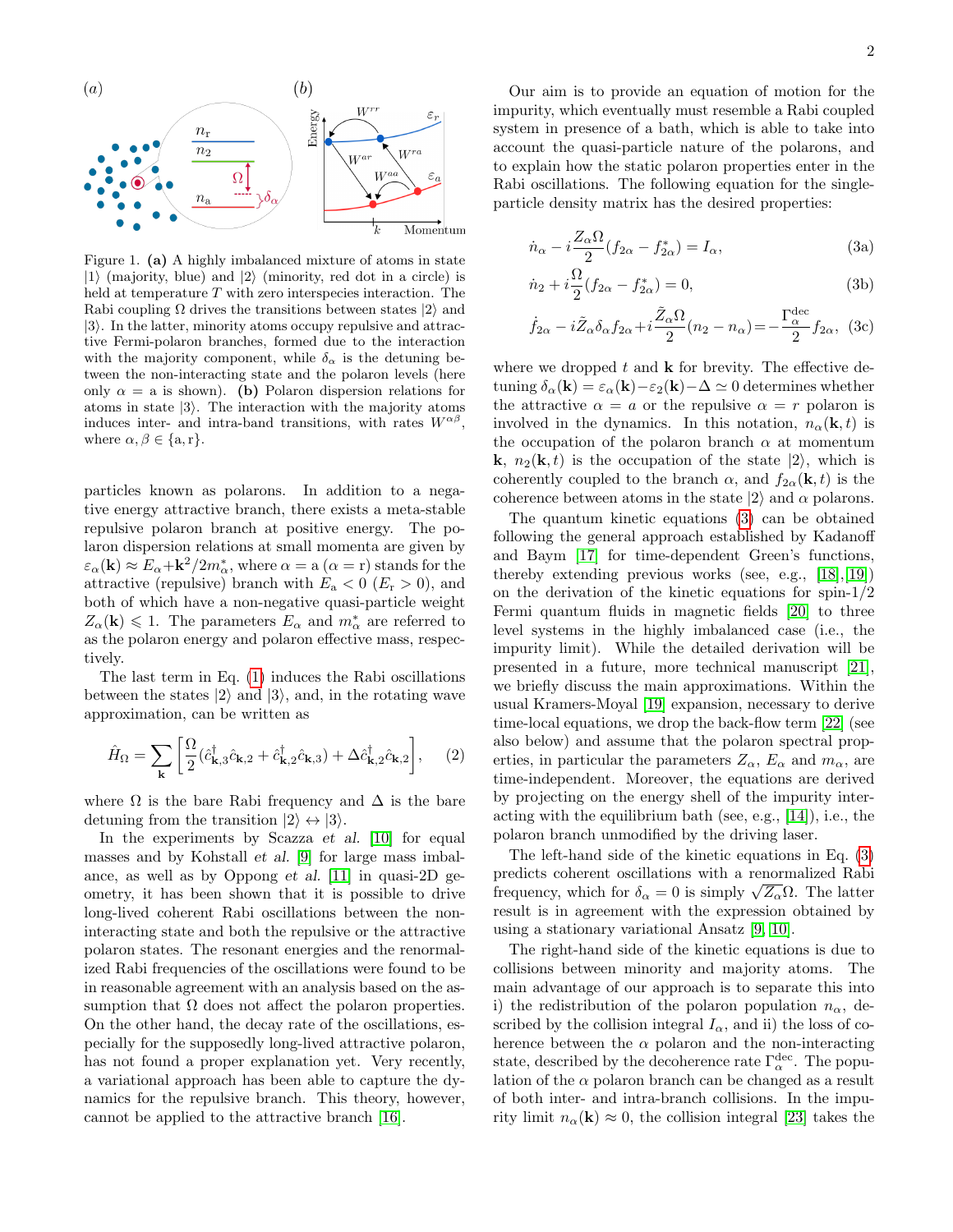Figure 1. **(a)** A highly imbalanced mixture of atoms in state $|1\rangle$ (majority, blue) and $|2\rangle$ (minority, red dot in a circle) is held at temperature $T$ with zero interspecies interaction. The Rabi coupling $\Omega$ drives the transitions between states $|2\rangle$ and $|3\rangle$. In the latter, minority atoms occupy repulsive and attractive Fermi-polaron branches, formed due to the interaction with the majority component, while $\delta_\alpha$ is the detuning between the non-interacting state and the polaron levels (here only $\alpha = \mathrm{a}$ is shown). **(b)** Polaron dispersion relations for atoms in state $|3\rangle$. The interaction with the majority atoms induces inter- and intra-band transitions, with rates $W^{\alpha\beta}$, where $\alpha, \beta \in \{\mathrm{a}, \mathrm{r}\}$.

particles known as polarons. In addition to a negative energy attractive branch, there exists a meta-stable repulsive polaron branch at positive energy. The polaron dispersion relations at small momenta are given by $\varepsilon_\alpha(\mathbf{k}) \approx E_\alpha + \mathbf{k}^2/2m^*_\alpha$, where $\alpha = \mathrm{a}$ ($\alpha = \mathrm{r}$) stands for the attractive (repulsive) branch with $E_\mathrm{a} < 0$ ($E_\mathrm{r} > 0$), and both of which have a non-negative quasi-particle weight $Z_\alpha(\mathbf{k}) \leqslant 1$. The parameters $E_\alpha$ and $m^*_\alpha$ are referred to as the polaron energy and polaron effective mass, respectively.

The last term in Eq. (1) induces the Rabi oscillations between the states $|2\rangle$ and $|3\rangle$, and, in the rotating wave approximation, can be written as

$$\hat{H}_\Omega = \sum_{\mathbf{k}} \left[ \frac{\Omega}{2} (\hat{c}^\dagger_{\mathbf{k},3} \hat{c}_{\mathbf{k},2} + \hat{c}^\dagger_{\mathbf{k},2} \hat{c}_{\mathbf{k},3}) + \Delta \hat{c}^\dagger_{\mathbf{k},2} \hat{c}_{\mathbf{k},2} \right], \quad (2)$$

where $\Omega$ is the bare Rabi frequency and $\Delta$ is the bare detuning from the transition $|2\rangle \leftrightarrow |3\rangle$.

In the experiments by Scazza *et al.* [10] for equal masses and by Kohstall *et al.* [9] for large mass imbalance, as well as by Oppong *et al.* [11] in quasi-2D geometry, it has been shown that it is possible to drive long-lived coherent Rabi oscillations between the non-interacting state and both the repulsive or the attractive polaron states. The resonant energies and the renormalized Rabi frequencies of the oscillations were found to be in reasonable agreement with an analysis based on the assumption that $\Omega$ does not affect the polaron properties. On the other hand, the decay rate of the oscillations, especially for the supposedly long-lived attractive polaron, has not found a proper explanation yet. Very recently, a variational approach has been able to capture the dynamics for the repulsive branch. This theory, however, cannot be applied to the attractive branch [16].

Our aim is to provide an equation of motion for the impurity, which eventually must resemble a Rabi coupled system in presence of a bath, which is able to take into account the quasi-particle nature of the polarons, and to explain how the static polaron properties enter in the Rabi oscillations. The following equation for the single-particle density matrix has the desired properties:

$$\dot{n}_\alpha - i\frac{Z_\alpha \Omega}{2}(f_{2\alpha} - f^*_{2\alpha}) = I_\alpha, \quad (3a)$$

$$\dot{n}_2 + i\frac{\Omega}{2}(f_{2\alpha} - f^*_{2\alpha}) = 0, \quad (3b)$$

$$\dot{f}_{2\alpha} - i\tilde{Z}_\alpha \delta_\alpha f_{2\alpha} + i\frac{\tilde{Z}_\alpha \Omega}{2}(n_2 - n_\alpha) = -\frac{\Gamma^{\mathrm{dec}}_\alpha}{2} f_{2\alpha}, \quad (3c)$$

where we dropped $t$ and $\mathbf{k}$ for brevity. The effective detuning $\delta_\alpha(\mathbf{k}) = \varepsilon_\alpha(\mathbf{k}) - \varepsilon_2(\mathbf{k}) - \Delta \simeq 0$ determines whether the attractive $\alpha = a$ or the repulsive $\alpha = r$ polaron is involved in the dynamics. In this notation, $n_\alpha(\mathbf{k}, t)$ is the occupation of the polaron branch $\alpha$ at momentum $\mathbf{k}$, $n_2(\mathbf{k}, t)$ is the occupation of the state $|2\rangle$, which is coherently coupled to the branch $\alpha$, and $f_{2\alpha}(\mathbf{k}, t)$ is the coherence between atoms in the state $|2\rangle$ and $\alpha$ polarons.

The quantum kinetic equations (3) can be obtained following the general approach established by Kadanoff and Baym [17] for time-dependent Green's functions, thereby extending previous works (see, e.g., [18],[19]) on the derivation of the kinetic equations for spin-1/2 Fermi quantum fluids in magnetic fields [20] to three level systems in the highly imbalanced case (i.e., the impurity limit). While the detailed derivation will be presented in a future, more technical manuscript [21], we briefly discuss the main approximations. Within the usual Kramers-Moyal [19] expansion, necessary to derive time-local equations, we drop the back-flow term [22] (see also below) and assume that the polaron spectral properties, in particular the parameters $Z_\alpha$, $E_\alpha$ and $m_\alpha$, are time-independent. Moreover, the equations are derived by projecting on the energy shell of the impurity interacting with the equilibrium bath (see, e.g., [14]), i.e., the polaron branch unmodified by the driving laser.

The left-hand side of the kinetic equations in Eq. (3) predicts coherent oscillations with a renormalized Rabi frequency, which for $\delta_\alpha = 0$ is simply $\sqrt{Z_\alpha}\Omega$. The latter result is in agreement with the expression obtained by using a stationary variational Ansatz [9, 10].

The right-hand side of the kinetic equations is due to collisions between minority and majority atoms. The main advantage of our approach is to separate this into i) the redistribution of the polaron population $n_\alpha$, described by the collision integral $I_\alpha$, and ii) the loss of coherence between the $\alpha$ polaron and the non-interacting state, described by the decoherence rate $\Gamma^{\mathrm{dec}}_\alpha$. The population of the $\alpha$ polaron branch can be changed as a result of both inter- and intra-branch collisions. In the impurity limit $n_\alpha(\mathbf{k}) \approx 0$, the collision integral [23] takes the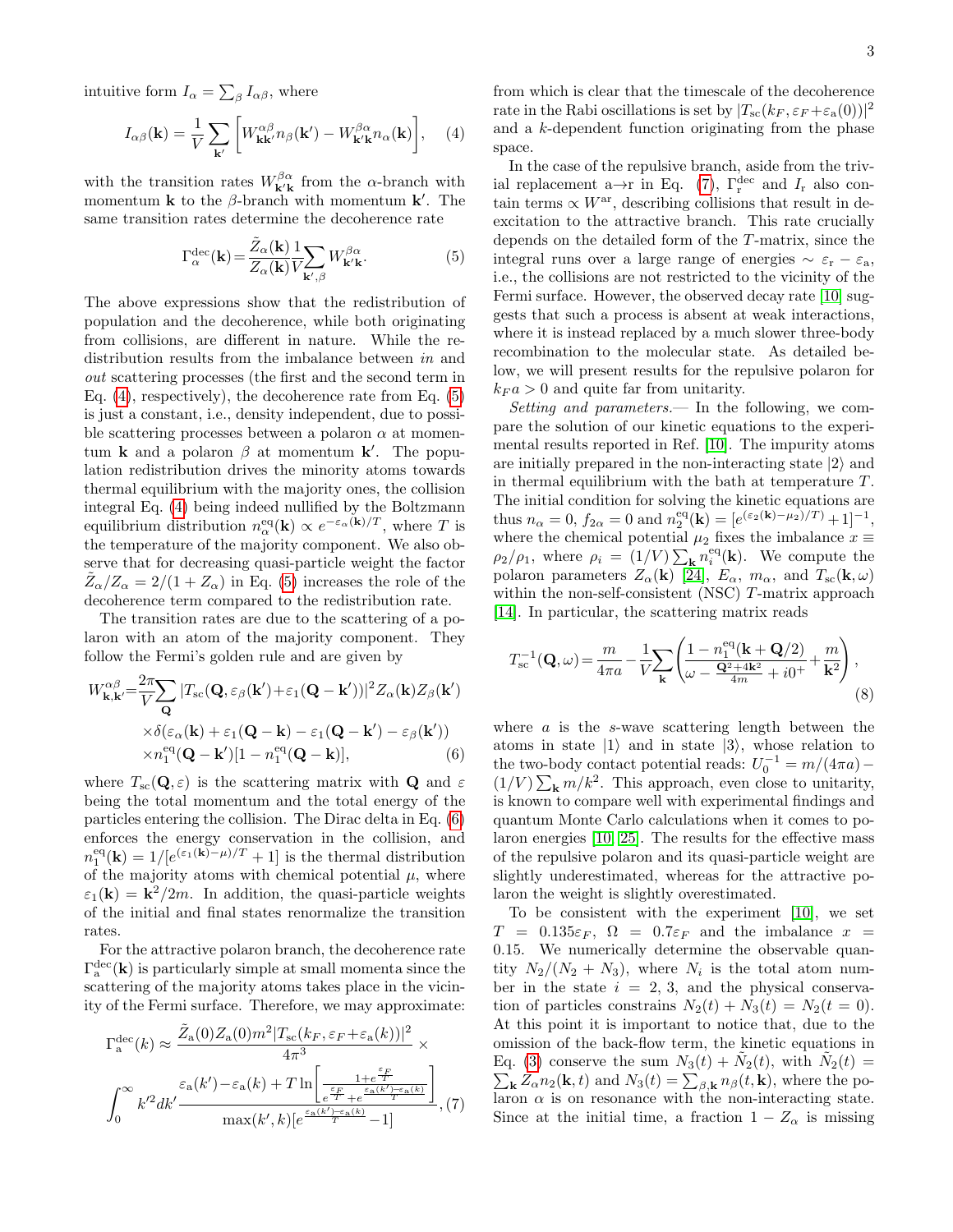intuitive form $I_\alpha = \sum_\beta I_{\alpha\beta}$, where

$$I_{\alpha\beta}(\mathbf{k}) = \frac{1}{V}\sum_{\mathbf{k}'}\left[W^{\alpha\beta}_{\mathbf{k}\mathbf{k}'} n_\beta(\mathbf{k}') - W^{\beta\alpha}_{\mathbf{k}'\mathbf{k}} n_\alpha(\mathbf{k})\right], \quad (4)$$

with the transition rates $W^{\beta\alpha}_{\mathbf{k}'\mathbf{k}}$ from the $\alpha$-branch with momentum $\mathbf{k}$ to the $\beta$-branch with momentum $\mathbf{k}'$. The same transition rates determine the decoherence rate

$$\Gamma^{\rm dec}_\alpha(\mathbf{k}) = \frac{\tilde{Z}_\alpha(\mathbf{k})}{Z_\alpha(\mathbf{k})}\frac{1}{V}\sum_{\mathbf{k}',\beta} W^{\beta\alpha}_{\mathbf{k}'\mathbf{k}}. \quad (5)$$

The above expressions show that the redistribution of population and the decoherence, while both originating from collisions, are different in nature. While the redistribution results from the imbalance between *in* and *out* scattering processes (the first and the second term in Eq. (4), respectively), the decoherence rate from Eq. (5) is just a constant, i.e., density independent, due to possible scattering processes between a polaron $\alpha$ at momentum $\mathbf{k}$ and a polaron $\beta$ at momentum $\mathbf{k}'$. The population redistribution drives the minority atoms towards thermal equilibrium with the majority ones, the collision integral Eq. (4) being indeed nullified by the Boltzmann equilibrium distribution $n^{\rm eq}_\alpha(\mathbf{k}) \propto e^{-\varepsilon_\alpha(\mathbf{k})/T}$, where $T$ is the temperature of the majority component. We also observe that for decreasing quasi-particle weight the factor $\tilde{Z}_\alpha/Z_\alpha = 2/(1+Z_\alpha)$ in Eq. (5) increases the role of the decoherence term compared to the redistribution rate.

The transition rates are due to the scattering of a polaron with an atom of the majority component. They follow the Fermi's golden rule and are given by

$$\begin{aligned}W^{\alpha\beta}_{\mathbf{k},\mathbf{k}'} = &\frac{2\pi}{V}\sum_{\mathbf{Q}} |T_{\rm sc}(\mathbf{Q}, \varepsilon_\beta(\mathbf{k}') + \varepsilon_1(\mathbf{Q}-\mathbf{k}'))|^2 Z_\alpha(\mathbf{k}) Z_\beta(\mathbf{k}') \\ &\times \delta(\varepsilon_\alpha(\mathbf{k}) + \varepsilon_1(\mathbf{Q}-\mathbf{k}) - \varepsilon_1(\mathbf{Q}-\mathbf{k}') - \varepsilon_\beta(\mathbf{k}')) \\ &\times n^{\rm eq}_1(\mathbf{Q}-\mathbf{k}')[1 - n^{\rm eq}_1(\mathbf{Q}-\mathbf{k})],\end{aligned} \quad (6)$$

where $T_{\rm sc}(\mathbf{Q}, \varepsilon)$ is the scattering matrix with $\mathbf{Q}$ and $\varepsilon$ being the total momentum and the total energy of the particles entering the collision. The Dirac delta in Eq. (6) enforces the energy conservation in the collision, and $n^{\rm eq}_1(\mathbf{k}) = 1/[e^{(\varepsilon_1(\mathbf{k})-\mu)/T} + 1]$ is the thermal distribution of the majority atoms with chemical potential $\mu$, where $\varepsilon_1(\mathbf{k}) = \mathbf{k}^2/2m$. In addition, the quasi-particle weights of the initial and final states renormalize the transition rates.

For the attractive polaron branch, the decoherence rate $\Gamma^{\rm dec}_{\rm a}(\mathbf{k})$ is particularly simple at small momenta since the scattering of the majority atoms takes place in the vicinity of the Fermi surface. Therefore, we may approximate:

$$\begin{aligned}\Gamma^{\rm dec}_{\rm a}(k) \approx &\frac{\tilde{Z}_{\rm a}(0) Z_{\rm a}(0) m^2 |T_{\rm sc}(k_F, \varepsilon_F + \varepsilon_{\rm a}(k))|^2}{4\pi^3} \times \\ &\int_0^\infty k'^2 dk' \frac{\varepsilon_{\rm a}(k') - \varepsilon_{\rm a}(k) + T\ln\left[\frac{1+e^{\frac{\varepsilon_F}{T}}}{e^{\frac{\varepsilon_F}{T}} + e^{\frac{\varepsilon_{\rm a}(k')-\varepsilon_{\rm a}(k)}{T}}}\right]}{\max(k', k)[e^{\frac{\varepsilon_{\rm a}(k')-\varepsilon_{\rm a}(k)}{T}} - 1]},\end{aligned} \quad (7)$$

from which is clear that the timescale of the decoherence rate in the Rabi oscillations is set by $|T_{\rm sc}(k_F, \varepsilon_F + \varepsilon_{\rm a}(0))|^2$ and a $k$-dependent function originating from the phase space.

In the case of the repulsive branch, aside from the trivial replacement a→r in Eq. (7), $\Gamma^{\rm dec}_{\rm r}$ and $I_{\rm r}$ also contain terms $\propto W^{\rm ar}$, describing collisions that result in deexcitation to the attractive branch. This rate crucially depends on the detailed form of the $T$-matrix, since the integral runs over a large range of energies $\sim \varepsilon_{\rm r} - \varepsilon_{\rm a}$, i.e., the collisions are not restricted to the vicinity of the Fermi surface. However, the observed decay rate [10] suggests that such a process is absent at weak interactions, where it is instead replaced by a much slower three-body recombination to the molecular state. As detailed below, we will present results for the repulsive polaron for $k_F a > 0$ and quite far from unitarity.

*Setting and parameters.*— In the following, we compare the solution of our kinetic equations to the experimental results reported in Ref. [10]. The impurity atoms are initially prepared in the non-interacting state $|2\rangle$ and in thermal equilibrium with the bath at temperature $T$. The initial condition for solving the kinetic equations are thus $n_\alpha = 0$, $f_{2\alpha} = 0$ and $n^{\rm eq}_2(\mathbf{k}) = [e^{(\varepsilon_2(\mathbf{k})-\mu_2)/T} + 1]^{-1}$, where the chemical potential $\mu_2$ fixes the imbalance $x \equiv \rho_2/\rho_1$, where $\rho_i = (1/V)\sum_{\mathbf{k}} n^{\rm eq}_i(\mathbf{k})$. We compute the polaron parameters $Z_\alpha(\mathbf{k})$ [24], $E_\alpha$, $m_\alpha$, and $T_{\rm sc}(\mathbf{k}, \omega)$ within the non-self-consistent (NSC) $T$-matrix approach [14]. In particular, the scattering matrix reads

$$T^{-1}_{\rm sc}(\mathbf{Q}, \omega) = \frac{m}{4\pi a} - \frac{1}{V}\sum_{\mathbf{k}}\left(\frac{1 - n^{\rm eq}_1(\mathbf{k} + \mathbf{Q}/2)}{\omega - \frac{\mathbf{Q}^2 + 4\mathbf{k}^2}{4m} + i0^+} + \frac{m}{\mathbf{k}^2}\right), \quad (8)$$

where $a$ is the $s$-wave scattering length between the atoms in state $|1\rangle$ and in state $|3\rangle$, whose relation to the two-body contact potential reads: $U_0^{-1} = m/(4\pi a) - (1/V)\sum_{\mathbf{k}} m/k^2$. This approach, even close to unitarity, is known to compare well with experimental findings and quantum Monte Carlo calculations when it comes to polaron energies [10, 25]. The results for the effective mass of the repulsive polaron and its quasi-particle weight are slightly underestimated, whereas for the attractive polaron the weight is slightly overestimated.

To be consistent with the experiment [10], we set $T = 0.135\varepsilon_F$, $\Omega = 0.7\varepsilon_F$ and the imbalance $x = 0.15$. We numerically determine the observable quantity $N_2/(N_2 + N_3)$, where $N_i$ is the total atom number in the state $i = 2, 3$, and the physical conservation of particles constrains $N_2(t) + N_3(t) = N_2(t = 0)$. At this point it is important to notice that, due to the omission of the back-flow term, the kinetic equations in Eq. (3) conserve the sum $N_3(t) + \tilde{N}_2(t)$, with $\tilde{N}_2(t) = \sum_{\mathbf{k}} \tilde{Z}_\alpha n_2(\mathbf{k}, t)$ and $N_3(t) = \sum_{\beta,\mathbf{k}} n_\beta(t, \mathbf{k})$, where the polaron $\alpha$ is on resonance with the non-interacting state. Since at the initial time, a fraction $1 - Z_\alpha$ is missing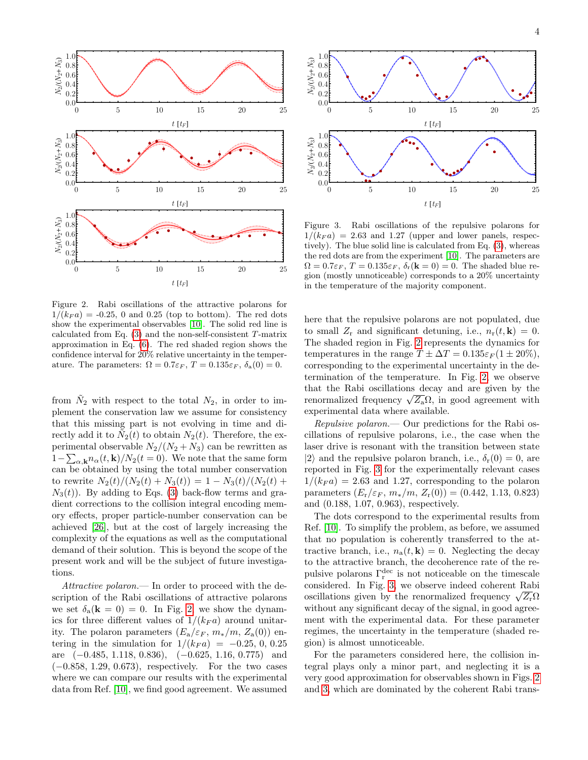Figure 2. Rabi oscillations of the attractive polarons for $1/(k_F a)$ = -0.25, 0 and 0.25 (top to bottom). The red dots show the experimental observables [10]. The solid red line is calculated from Eq. (3) and the non-self-consistent $T$-matrix approximation in Eq. (6). The red shaded region shows the confidence interval for 20% relative uncertainty in the temperature. The parameters: $\Omega = 0.7\varepsilon_F$, $T = 0.135\varepsilon_F$, $\delta_{\rm a}(0) = 0$.

Figure 3. Rabi oscillations of the repulsive polarons for $1/(k_F a) = 2.63$ and 1.27 (upper and lower panels, respectively). The blue solid line is calculated from Eq. (3), whereas the red dots are from the experiment [10]. The parameters are $\Omega = 0.7\varepsilon_F$, $T = 0.135\varepsilon_F$, $\delta_{\rm r}(\mathbf{k}=0) = 0$. The shaded blue region (mostly unnoticeable) corresponds to a 20% uncertainty in the temperature of the majority component.

from $\tilde{N}_2$ with respect to the total $N_2$, in order to implement the conservation law we assume for consistency that this missing part is not evolving in time and directly add it to $\tilde{N}_2(t)$ to obtain $N_2(t)$. Therefore, the experimental observable $N_2/(N_2+N_3)$ can be rewritten as $1-\sum_{\alpha,\mathbf{k}} n_\alpha(t,\mathbf{k})/N_2(t=0)$. We note that the same form can be obtained by using the total number conservation to rewrite $N_2(t)/(N_2(t)+N_3(t)) = 1 - N_3(t)/(N_2(t)+N_3(t))$. By adding to Eqs. (3) back-flow terms and gradient corrections to the collision integral encoding memory effects, proper particle-number conservation can be achieved [26], but at the cost of largely increasing the complexity of the equations as well as the computational demand of their solution. This is beyond the scope of the present work and will be the subject of future investigations.

*Attractive polaron.*— In order to proceed with the description of the Rabi oscillations of attractive polarons we set $\delta_{\rm a}(\mathbf{k}=0) = 0$. In Fig. 2, we show the dynamics for three different values of $1/(k_F a)$ around unitarity. The polaron parameters $(E_{\rm a}/\varepsilon_F,\, m_*/m,\, Z_{\rm a}(0))$ entering in the simulation for $1/(k_F a) = -0.25,\, 0,\, 0.25$ are $(-0.485, 1.118, 0.836)$, $(-0.625, 1.16, 0.775)$ and $(-0.858, 1.29, 0.673)$, respectively. For the two cases where we can compare our results with the experimental data from Ref. [10], we find good agreement. We assumed here that the repulsive polarons are not populated, due to small $Z_{\rm r}$ and significant detuning, i.e., $n_{\rm r}(t,\mathbf{k}) = 0$. The shaded region in Fig. 2 represents the dynamics for temperatures in the range $T \pm \Delta T = 0.135\varepsilon_F(1 \pm 20\%)$, corresponding to the experimental uncertainty in the determination of the temperature. In Fig. 2, we observe that the Rabi oscillations decay and are given by the renormalized frequency $\sqrt{Z_{\rm a}}\Omega$, in good agreement with experimental data where available.

*Repulsive polaron.*— Our predictions for the Rabi oscillations of repulsive polarons, i.e., the case when the laser drive is resonant with the transition between state $|2\rangle$ and the repulsive polaron branch, i.e., $\delta_{\rm r}(0) = 0$, are reported in Fig. 3 for the experimentally relevant cases $1/(k_F a) = 2.63$ and 1.27, corresponding to the polaron parameters $(E_{\rm r}/\varepsilon_F,\, m_*/m,\, Z_{\rm r}(0)) = (0.442, 1.13, 0.823)$ and $(0.188, 1.07, 0.963)$, respectively.

The dots correspond to the experimental results from Ref. [10]. To simplify the problem, as before, we assumed that no population is coherently transferred to the attractive branch, i.e., $n_{\rm a}(t,\mathbf{k}) = 0$. Neglecting the decay to the attractive branch, the decoherence rate of the repulsive polarons $\Gamma_{\rm r}^{\rm dec}$ is not noticeable on the timescale considered. In Fig. 3, we observe indeed coherent Rabi oscillations given by the renormalized frequency $\sqrt{Z_{\rm r}}\Omega$ without any significant decay of the signal, in good agreement with the experimental data. For these parameter regimes, the uncertainty in the temperature (shaded region) is almost unnoticeable.

For the parameters considered here, the collision integral plays only a minor part, and neglecting it is a very good approximation for observables shown in Figs. 2 and 3, which are dominated by the coherent Rabi trans-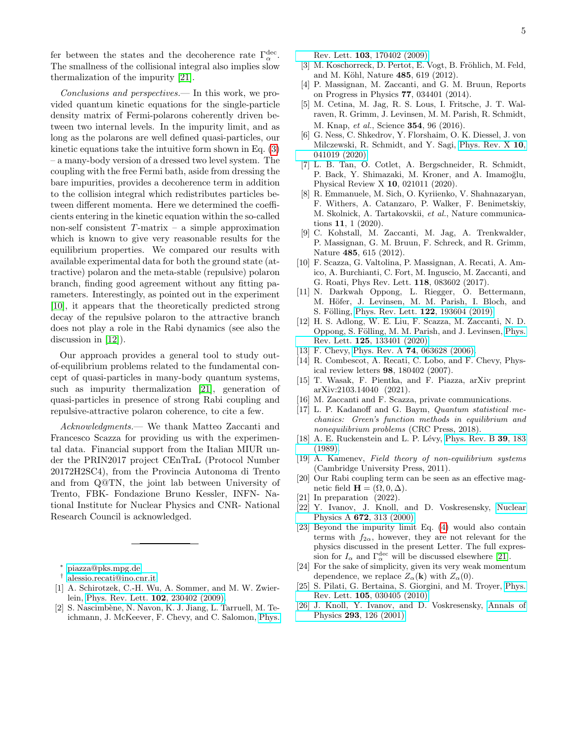fer between the states and the decoherence rate $\Gamma_\alpha^{\rm dec}$. The smallness of the collisional integral also implies slow thermalization of the impurity [21].

*Conclusions and perspectives.*— In this work, we provided quantum kinetic equations for the single-particle density matrix of Fermi-polarons coherently driven between two internal levels. In the impurity limit, and as long as the polarons are well defined quasi-particles, our kinetic equations take the intuitive form shown in Eq. (3) – a many-body version of a dressed two level system. The coupling with the free Fermi bath, aside from dressing the bare impurities, provides a decoherence term in addition to the collision integral which redistributes particles between different momenta. Here we determined the coefficients entering in the kinetic equation within the so-called non-self consistent $T$-matrix – a simple approximation which is known to give very reasonable results for the equilibrium properties. We compared our results with available experimental data for both the ground state (attractive) polaron and the meta-stable (repulsive) polaron branch, finding good agreement without any fitting parameters. Interestingly, as pointed out in the experiment [10], it appears that the theoretically predicted strong decay of the repulsive polaron to the attractive branch does not play a role in the Rabi dynamics (see also the discussion in [12]).

Our approach provides a general tool to study out-of-equilibrium problems related to the fundamental concept of quasi-particles in many-body quantum systems, such as impurity thermalization [21], generation of quasi-particles in presence of strong Rabi coupling and repulsive-attractive polaron coherence, to cite a few.

*Acknowledgments.*— We thank Matteo Zaccanti and Francesco Scazza for providing us with the experimental data. Financial support from the Italian MIUR under the PRIN2017 project CEnTraL (Protocol Number 20172H2SC4), from the Provincia Autonoma di Trento and from Q@TN, the joint lab between University of Trento, FBK- Fondazione Bruno Kessler, INFN- National Institute for Nuclear Physics and CNR- National Research Council is acknowledged.

---

* piazza@pks.mpg.de

† alessio.recati@ino.cnr.it

[1] A. Schirotzek, C.-H. Wu, A. Sommer, and M. W. Zwierlein, Phys. Rev. Lett. **102**, 230402 (2009).

[2] S. Nascimbène, N. Navon, K. J. Jiang, L. Tarruell, M. Teichmann, J. McKeever, F. Chevy, and C. Salomon, Phys. Rev. Lett. **103**, 170402 (2009).

[3] M. Koschorreck, D. Pertot, E. Vogt, B. Fröhlich, M. Feld, and M. Köhl, Nature **485**, 619 (2012).

[4] P. Massignan, M. Zaccanti, and G. M. Bruun, Reports on Progress in Physics **77**, 034401 (2014).

[5] M. Cetina, M. Jag, R. S. Lous, I. Fritsche, J. T. Walraven, R. Grimm, J. Levinsen, M. M. Parish, R. Schmidt, M. Knap, *et al.*, Science **354**, 96 (2016).

[6] G. Ness, C. Shkedrov, Y. Florshaim, O. K. Diessel, J. von Milczewski, R. Schmidt, and Y. Sagi, Phys. Rev. X **10**, 041019 (2020).

[7] L. B. Tan, O. Cotlet, A. Bergschneider, R. Schmidt, P. Back, Y. Shimazaki, M. Kroner, and A. İmamoğlu, Physical Review X **10**, 021011 (2020).

[8] R. Emmanuele, M. Sich, O. Kyriienko, V. Shahnazaryan, F. Withers, A. Catanzaro, P. Walker, F. Benimetskiy, M. Skolnick, A. Tartakovskii, *et al.*, Nature communications **11**, 1 (2020).

[9] C. Kohstall, M. Zaccanti, M. Jag, A. Trenkwalder, P. Massignan, G. M. Bruun, F. Schreck, and R. Grimm, Nature **485**, 615 (2012).

[10] F. Scazza, G. Valtolina, P. Massignan, A. Recati, A. Amico, A. Burchianti, C. Fort, M. Inguscio, M. Zaccanti, and G. Roati, Phys Rev. Lett. **118**, 083602 (2017).

[11] N. Darkwah Oppong, L. Riegger, O. Bettermann, M. Höfer, J. Levinsen, M. M. Parish, I. Bloch, and S. Fölling, Phys. Rev. Lett. **122**, 193604 (2019).

[12] H. S. Adlong, W. E. Liu, F. Scazza, M. Zaccanti, N. D. Oppong, S. Fölling, M. M. Parish, and J. Levinsen, Phys. Rev. Lett. **125**, 133401 (2020).

[13] F. Chevy, Phys. Rev. A **74**, 063628 (2006).

[14] R. Combescot, A. Recati, C. Lobo, and F. Chevy, Physical review letters **98**, 180402 (2007).

[15] T. Wasak, F. Pientka, and F. Piazza, arXiv preprint arXiv:2103.14040 (2021).

[16] M. Zaccanti and F. Scazza, private communications.

[17] L. P. Kadanoff and G. Baym, *Quantum statistical mechanics: Green's function methods in equilibrium and nonequilibrium problems* (CRC Press, 2018).

[18] A. E. Ruckenstein and L. P. Lévy, Phys. Rev. B **39**, 183 (1989).

[19] A. Kamenev, *Field theory of non-equilibrium systems* (Cambridge University Press, 2011).

[20] Our Rabi coupling term can be seen as an effective magnetic field $\mathbf{H} = (\Omega, 0, \Delta)$.

[21] In preparation (2022).

[22] Y. Ivanov, J. Knoll, and D. Voskresensky, Nuclear Physics A **672**, 313 (2000).

[23] Beyond the impurity limit Eq. (4) would also contain terms with $f_{2\alpha}$, however, they are not relevant for the physics discussed in the present Letter. The full expression for $I_\alpha$ and $\Gamma_\alpha^{\rm dec}$ will be discussed elsewhere [21].

[24] For the sake of simplicity, given its very weak momentum dependence, we replace $Z_\alpha(\mathbf{k})$ with $Z_\alpha(0)$.

[25] S. Pilati, G. Bertaina, S. Giorgini, and M. Troyer, Phys. Rev. Lett. **105**, 030405 (2010).

[26] J. Knoll, Y. Ivanov, and D. Voskresensky, Annals of Physics **293**, 126 (2001).